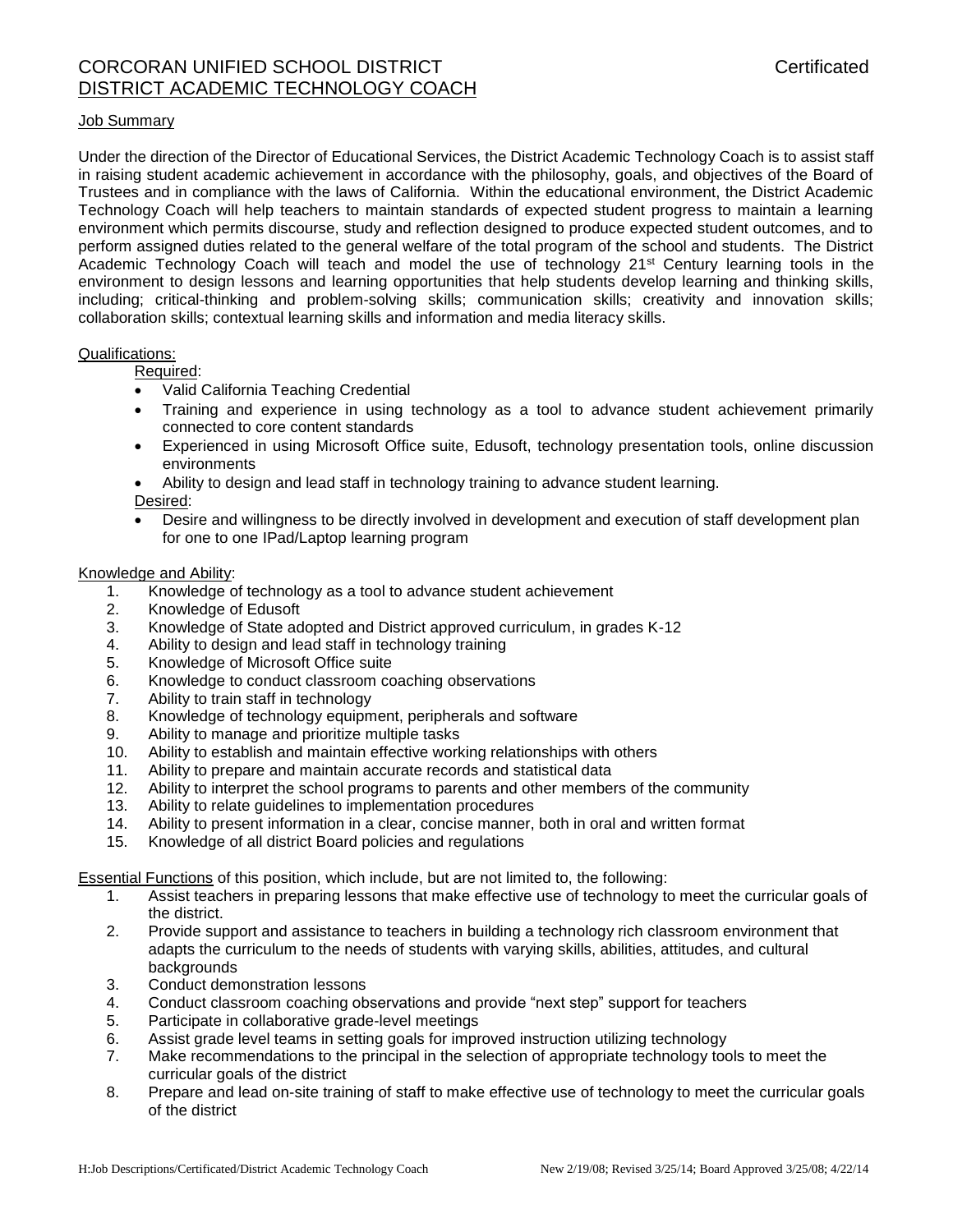# CORCORAN UNIFIED SCHOOL DISTRICT — Certificated

## DISTRICT ACADEMIC TECHNOLOGY COACH

### Job Summary

Under the direction of the Director of Educational Services, the District Academic Technology Coach is to assist staff in raising student academic achievement in accordance with the philosophy, goals, and objectives of the Board of Trustees and in compliance with the laws of California. Within the educational environment, the District Academic Technology Coach will help teachers to maintain standards of expected student progress to maintain a learning environment which permits discourse, study and reflection designed to produce expected student outcomes, and to perform assigned duties related to the general welfare of the total program of the school and students. The District Academic Technology Coach will teach and model the use of technology 21st Century learning tools in the environment to design lessons and learning opportunities that help students develop learning and thinking skills, including; critical-thinking and problem-solving skills; communication skills; creativity and innovation skills; collaboration skills; contextual learning skills and information and media literacy skills.

### Qualifications:

Required:

- Valid California Teaching Credential
- Training and experience in using technology as a tool to advance student achievement primarily connected to core content standards
- Experienced in using Microsoft Office suite, Edusoft, technology presentation tools, online discussion environments
- Ability to design and lead staff in technology training to advance student learning.

Desired:

- Desire and willingness to be directly involved in development and execution of staff development plan for one to one IPad/Laptop learning program

### Knowledge and Ability:

1. Knowledge of technology as a tool to advance student achievement
2. Knowledge of Edusoft
3. Knowledge of State adopted and District approved curriculum, in grades K-12
4. Ability to design and lead staff in technology training
5. Knowledge of Microsoft Office suite
6. Knowledge to conduct classroom coaching observations
7. Ability to train staff in technology
8. Knowledge of technology equipment, peripherals and software
9. Ability to manage and prioritize multiple tasks
10. Ability to establish and maintain effective working relationships with others
11. Ability to prepare and maintain accurate records and statistical data
12. Ability to interpret the school programs to parents and other members of the community
13. Ability to relate guidelines to implementation procedures
14. Ability to present information in a clear, concise manner, both in oral and written format
15. Knowledge of all district Board policies and regulations

### Essential Functions of this position, which include, but are not limited to, the following:

1. Assist teachers in preparing lessons that make effective use of technology to meet the curricular goals of the district.
2. Provide support and assistance to teachers in building a technology rich classroom environment that adapts the curriculum to the needs of students with varying skills, abilities, attitudes, and cultural backgrounds
3. Conduct demonstration lessons
4. Conduct classroom coaching observations and provide "next step" support for teachers
5. Participate in collaborative grade-level meetings
6. Assist grade level teams in setting goals for improved instruction utilizing technology
7. Make recommendations to the principal in the selection of appropriate technology tools to meet the curricular goals of the district
8. Prepare and lead on-site training of staff to make effective use of technology to meet the curricular goals of the district

H:Job Descriptions/Certificated/District Academic Technology Coach — New 2/19/08; Revised 3/25/14; Board Approved 3/25/08; 4/22/14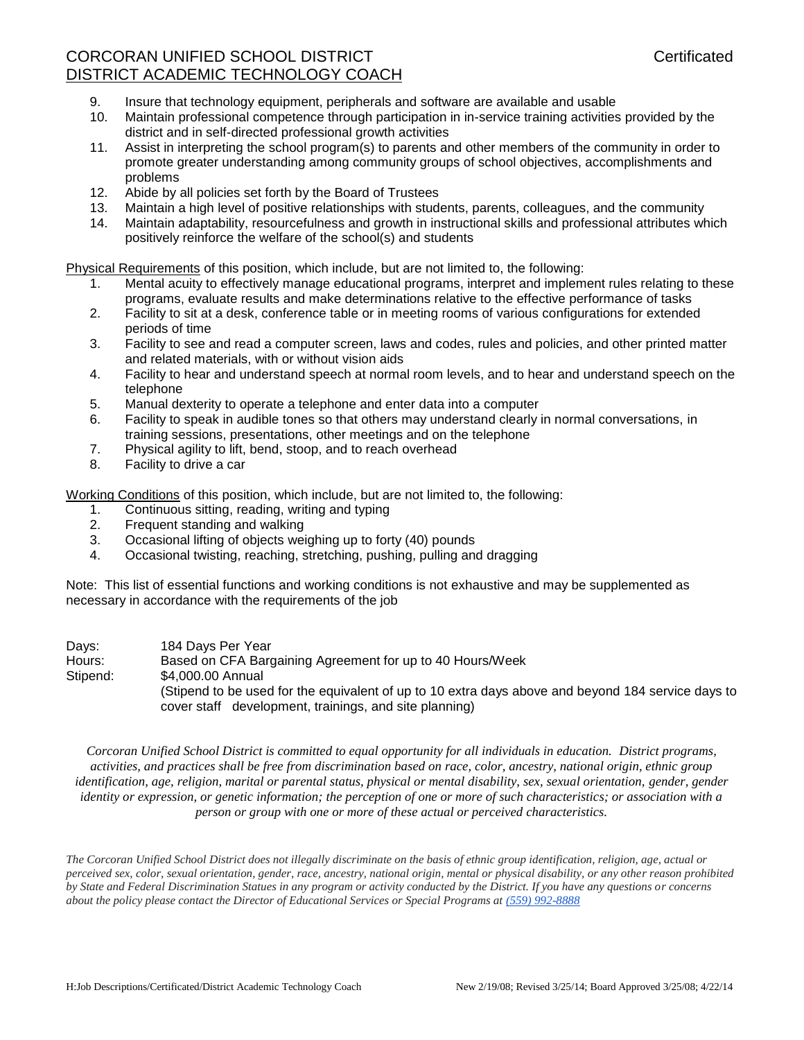9. Insure that technology equipment, peripherals and software are available and usable
10. Maintain professional competence through participation in in-service training activities provided by the district and in self-directed professional growth activities
11. Assist in interpreting the school program(s) to parents and other members of the community in order to promote greater understanding among community groups of school objectives, accomplishments and problems
12. Abide by all policies set forth by the Board of Trustees
13. Maintain a high level of positive relationships with students, parents, colleagues, and the community
14. Maintain adaptability, resourcefulness and growth in instructional skills and professional attributes which positively reinforce the welfare of the school(s) and students

Physical Requirements of this position, which include, but are not limited to, the following:

1. Mental acuity to effectively manage educational programs, interpret and implement rules relating to these programs, evaluate results and make determinations relative to the effective performance of tasks
2. Facility to sit at a desk, conference table or in meeting rooms of various configurations for extended periods of time
3. Facility to see and read a computer screen, laws and codes, rules and policies, and other printed matter and related materials, with or without vision aids
4. Facility to hear and understand speech at normal room levels, and to hear and understand speech on the telephone
5. Manual dexterity to operate a telephone and enter data into a computer
6. Facility to speak in audible tones so that others may understand clearly in normal conversations, in training sessions, presentations, other meetings and on the telephone
7. Physical agility to lift, bend, stoop, and to reach overhead
8. Facility to drive a car

Working Conditions of this position, which include, but are not limited to, the following:

1. Continuous sitting, reading, writing and typing
2. Frequent standing and walking
3. Occasional lifting of objects weighing up to forty (40) pounds
4. Occasional twisting, reaching, stretching, pushing, pulling and dragging

Note: This list of essential functions and working conditions is not exhaustive and may be supplemented as necessary in accordance with the requirements of the job

Days: 184 Days Per Year
Hours: Based on CFA Bargaining Agreement for up to 40 Hours/Week
Stipend: $4,000.00 Annual
(Stipend to be used for the equivalent of up to 10 extra days above and beyond 184 service days to cover staff development, trainings, and site planning)

*Corcoran Unified School District is committed to equal opportunity for all individuals in education. District programs, activities, and practices shall be free from discrimination based on race, color, ancestry, national origin, ethnic group identification, age, religion, marital or parental status, physical or mental disability, sex, sexual orientation, gender, gender identity or expression, or genetic information; the perception of one or more of such characteristics; or association with a person or group with one or more of these actual or perceived characteristics.*

*The Corcoran Unified School District does not illegally discriminate on the basis of ethnic group identification, religion, age, actual or perceived sex, color, sexual orientation, gender, race, ancestry, national origin, mental or physical disability, or any other reason prohibited by State and Federal Discrimination Statues in any program or activity conducted by the District. If you have any questions or concerns about the policy please contact the Director of Educational Services or Special Programs at (559) 992-8888*